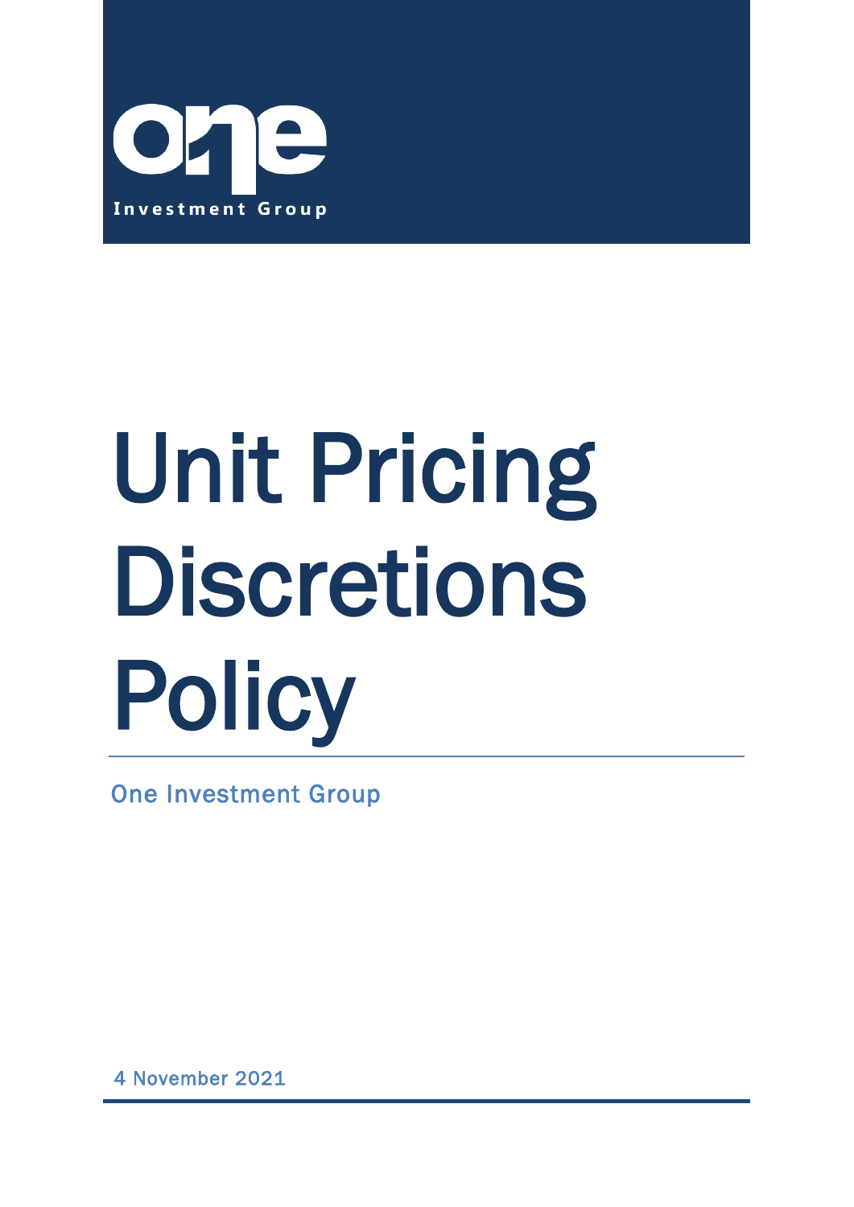One Investment Group

# Unit Pricing Discretions Policy

One Investment Group

4 November 2021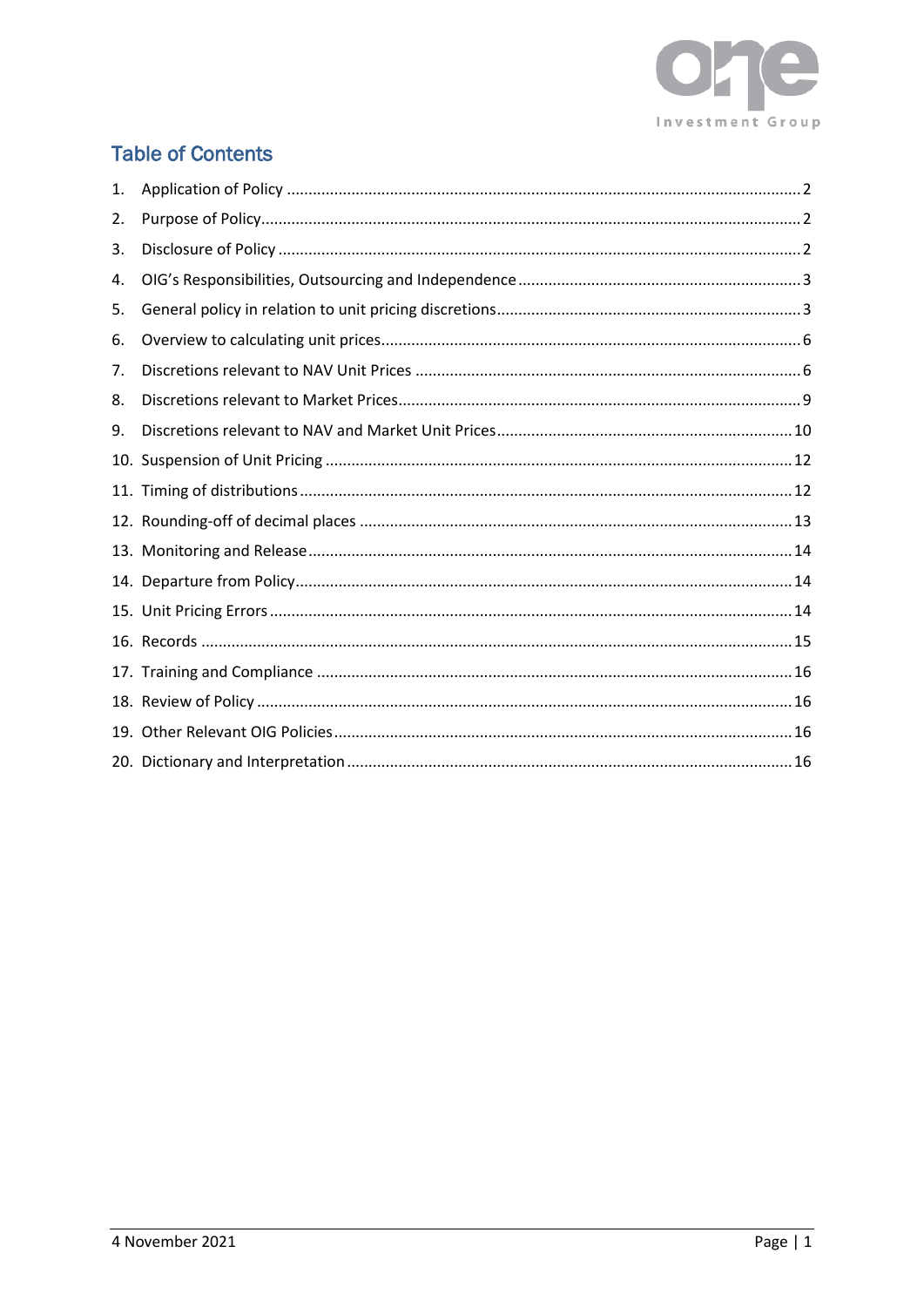## Table of Contents

1. Application of Policy ........ 2
2. Purpose of Policy ........ 2
3. Disclosure of Policy ........ 2
4. OIG's Responsibilities, Outsourcing and Independence ........ 3
5. General policy in relation to unit pricing discretions ........ 3
6. Overview to calculating unit prices ........ 6
7. Discretions relevant to NAV Unit Prices ........ 6
8. Discretions relevant to Market Prices ........ 9
9. Discretions relevant to NAV and Market Unit Prices ........ 10
10. Suspension of Unit Pricing ........ 12
11. Timing of distributions ........ 12
12. Rounding-off of decimal places ........ 13
13. Monitoring and Release ........ 14
14. Departure from Policy ........ 14
15. Unit Pricing Errors ........ 14
16. Records ........ 15
17. Training and Compliance ........ 16
18. Review of Policy ........ 16
19. Other Relevant OIG Policies ........ 16
20. Dictionary and Interpretation ........ 16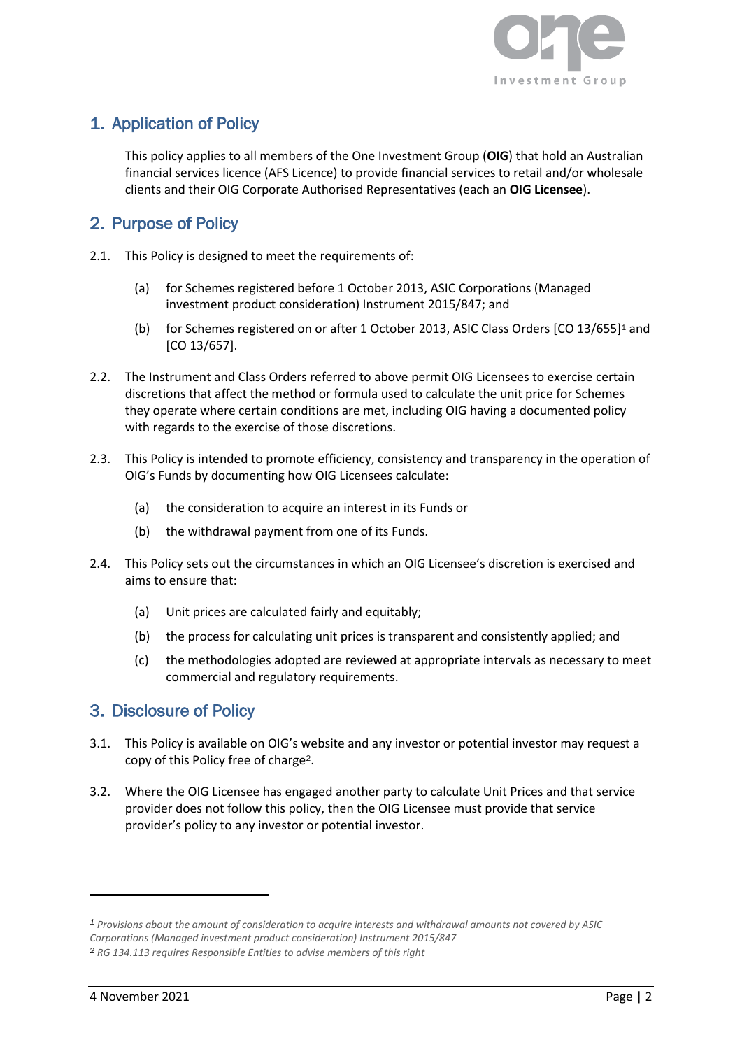## 1. Application of Policy

This policy applies to all members of the One Investment Group (**OIG**) that hold an Australian financial services licence (AFS Licence) to provide financial services to retail and/or wholesale clients and their OIG Corporate Authorised Representatives (each an **OIG Licensee**).

## 2. Purpose of Policy

2.1. This Policy is designed to meet the requirements of:

(a) for Schemes registered before 1 October 2013, ASIC Corporations (Managed investment product consideration) Instrument 2015/847; and

(b) for Schemes registered on or after 1 October 2013, ASIC Class Orders [CO 13/655][1] and [CO 13/657].

2.2. The Instrument and Class Orders referred to above permit OIG Licensees to exercise certain discretions that affect the method or formula used to calculate the unit price for Schemes they operate where certain conditions are met, including OIG having a documented policy with regards to the exercise of those discretions.

2.3. This Policy is intended to promote efficiency, consistency and transparency in the operation of OIG's Funds by documenting how OIG Licensees calculate:

(a) the consideration to acquire an interest in its Funds or

(b) the withdrawal payment from one of its Funds.

2.4. This Policy sets out the circumstances in which an OIG Licensee's discretion is exercised and aims to ensure that:

(a) Unit prices are calculated fairly and equitably;

(b) the process for calculating unit prices is transparent and consistently applied; and

(c) the methodologies adopted are reviewed at appropriate intervals as necessary to meet commercial and regulatory requirements.

## 3. Disclosure of Policy

3.1. This Policy is available on OIG's website and any investor or potential investor may request a copy of this Policy free of charge[2].

3.2. Where the OIG Licensee has engaged another party to calculate Unit Prices and that service provider does not follow this policy, then the OIG Licensee must provide that service provider's policy to any investor or potential investor.

---

[1] *Provisions about the amount of consideration to acquire interests and withdrawal amounts not covered by ASIC Corporations (Managed investment product consideration) Instrument 2015/847*

[2] *RG 134.113 requires Responsible Entities to advise members of this right*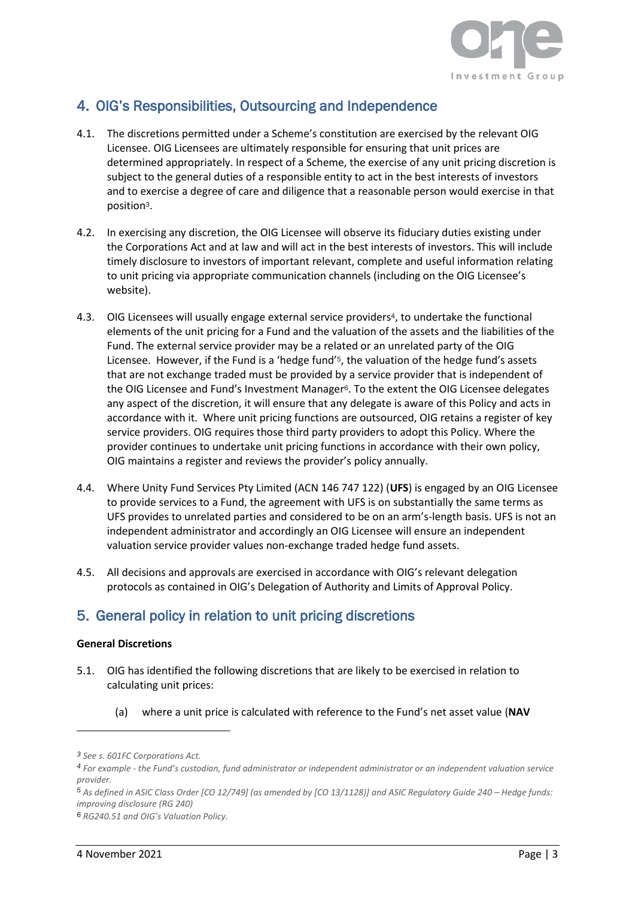## 4. OIG's Responsibilities, Outsourcing and Independence

4.1. The discretions permitted under a Scheme's constitution are exercised by the relevant OIG Licensee. OIG Licensees are ultimately responsible for ensuring that unit prices are determined appropriately. In respect of a Scheme, the exercise of any unit pricing discretion is subject to the general duties of a responsible entity to act in the best interests of investors and to exercise a degree of care and diligence that a reasonable person would exercise in that position[3].

4.2. In exercising any discretion, the OIG Licensee will observe its fiduciary duties existing under the Corporations Act and at law and will act in the best interests of investors. This will include timely disclosure to investors of important relevant, complete and useful information relating to unit pricing via appropriate communication channels (including on the OIG Licensee's website).

4.3. OIG Licensees will usually engage external service providers[4], to undertake the functional elements of the unit pricing for a Fund and the valuation of the assets and the liabilities of the Fund. The external service provider may be a related or an unrelated party of the OIG Licensee. However, if the Fund is a 'hedge fund'[5], the valuation of the hedge fund's assets that are not exchange traded must be provided by a service provider that is independent of the OIG Licensee and Fund's Investment Manager[6]. To the extent the OIG Licensee delegates any aspect of the discretion, it will ensure that any delegate is aware of this Policy and acts in accordance with it. Where unit pricing functions are outsourced, OIG retains a register of key service providers. OIG requires those third party providers to adopt this Policy. Where the provider continues to undertake unit pricing functions in accordance with their own policy, OIG maintains a register and reviews the provider's policy annually.

4.4. Where Unity Fund Services Pty Limited (ACN 146 747 122) (**UFS**) is engaged by an OIG Licensee to provide services to a Fund, the agreement with UFS is on substantially the same terms as UFS provides to unrelated parties and considered to be on an arm's-length basis. UFS is not an independent administrator and accordingly an OIG Licensee will ensure an independent valuation service provider values non-exchange traded hedge fund assets.

4.5. All decisions and approvals are exercised in accordance with OIG's relevant delegation protocols as contained in OIG's Delegation of Authority and Limits of Approval Policy.

## 5. General policy in relation to unit pricing discretions

**General Discretions**

5.1. OIG has identified the following discretions that are likely to be exercised in relation to calculating unit prices:

(a) where a unit price is calculated with reference to the Fund's net asset value (**NAV**

---

*[3] See s. 601FC Corporations Act.*

*[4] For example - the Fund's custodian, fund administrator or independent administrator or an independent valuation service provider.*

*[5] As defined in ASIC Class Order [CO 12/749] (as amended by [CO 13/1128)] and ASIC Regulatory Guide 240 – Hedge funds: improving disclosure (RG 240)*

*[6] RG240.51 and OIG's Valuation Policy.*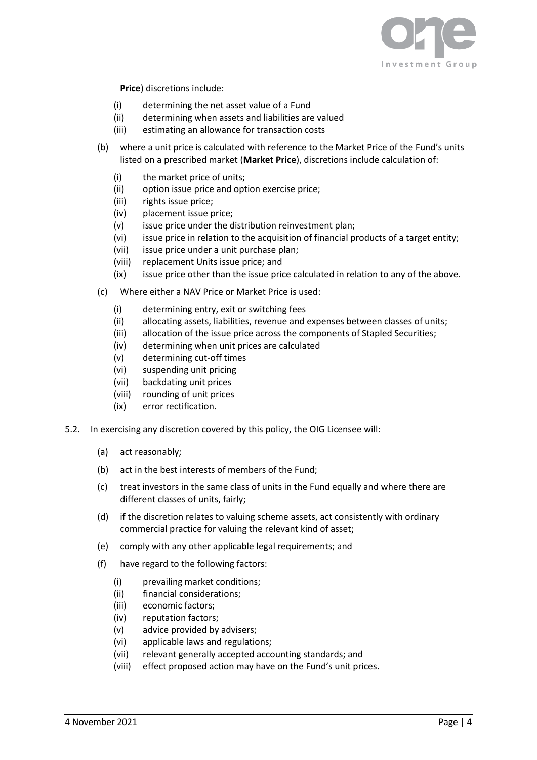**Price**) discretions include:

(i) determining the net asset value of a Fund
(ii) determining when assets and liabilities are valued
(iii) estimating an allowance for transaction costs

(b) where a unit price is calculated with reference to the Market Price of the Fund's units listed on a prescribed market (**Market Price**), discretions include calculation of:

(i) the market price of units;
(ii) option issue price and option exercise price;
(iii) rights issue price;
(iv) placement issue price;
(v) issue price under the distribution reinvestment plan;
(vi) issue price in relation to the acquisition of financial products of a target entity;
(vii) issue price under a unit purchase plan;
(viii) replacement Units issue price; and
(ix) issue price other than the issue price calculated in relation to any of the above.

(c) Where either a NAV Price or Market Price is used:

(i) determining entry, exit or switching fees
(ii) allocating assets, liabilities, revenue and expenses between classes of units;
(iii) allocation of the issue price across the components of Stapled Securities;
(iv) determining when unit prices are calculated
(v) determining cut-off times
(vi) suspending unit pricing
(vii) backdating unit prices
(viii) rounding of unit prices
(ix) error rectification.

5.2. In exercising any discretion covered by this policy, the OIG Licensee will:

(a) act reasonably;

(b) act in the best interests of members of the Fund;

(c) treat investors in the same class of units in the Fund equally and where there are different classes of units, fairly;

(d) if the discretion relates to valuing scheme assets, act consistently with ordinary commercial practice for valuing the relevant kind of asset;

(e) comply with any other applicable legal requirements; and

(f) have regard to the following factors:

(i) prevailing market conditions;
(ii) financial considerations;
(iii) economic factors;
(iv) reputation factors;
(v) advice provided by advisers;
(vi) applicable laws and regulations;
(vii) relevant generally accepted accounting standards; and
(viii) effect proposed action may have on the Fund's unit prices.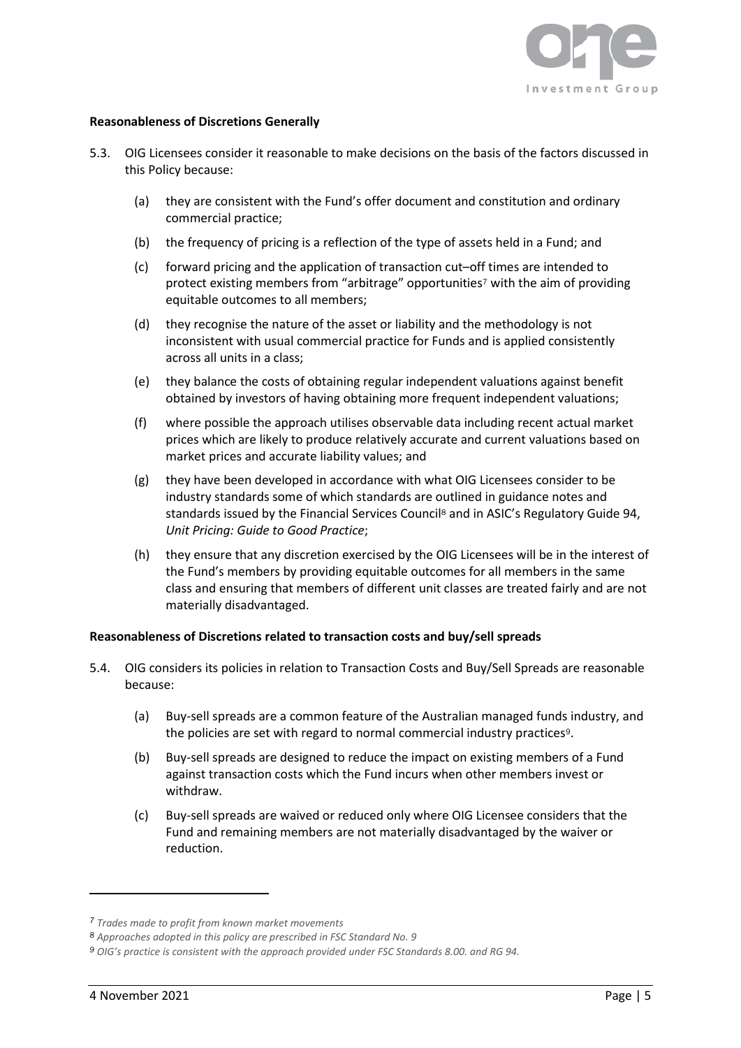**Reasonableness of Discretions Generally**

5.3. OIG Licensees consider it reasonable to make decisions on the basis of the factors discussed in this Policy because:

(a) they are consistent with the Fund's offer document and constitution and ordinary commercial practice;

(b) the frequency of pricing is a reflection of the type of assets held in a Fund; and

(c) forward pricing and the application of transaction cut–off times are intended to protect existing members from "arbitrage" opportunities[7] with the aim of providing equitable outcomes to all members;

(d) they recognise the nature of the asset or liability and the methodology is not inconsistent with usual commercial practice for Funds and is applied consistently across all units in a class;

(e) they balance the costs of obtaining regular independent valuations against benefit obtained by investors of having obtaining more frequent independent valuations;

(f) where possible the approach utilises observable data including recent actual market prices which are likely to produce relatively accurate and current valuations based on market prices and accurate liability values; and

(g) they have been developed in accordance with what OIG Licensees consider to be industry standards some of which standards are outlined in guidance notes and standards issued by the Financial Services Council[8] and in ASIC's Regulatory Guide 94, *Unit Pricing: Guide to Good Practice*;

(h) they ensure that any discretion exercised by the OIG Licensees will be in the interest of the Fund's members by providing equitable outcomes for all members in the same class and ensuring that members of different unit classes are treated fairly and are not materially disadvantaged.

**Reasonableness of Discretions related to transaction costs and buy/sell spreads**

5.4. OIG considers its policies in relation to Transaction Costs and Buy/Sell Spreads are reasonable because:

(a) Buy-sell spreads are a common feature of the Australian managed funds industry, and the policies are set with regard to normal commercial industry practices[9].

(b) Buy-sell spreads are designed to reduce the impact on existing members of a Fund against transaction costs which the Fund incurs when other members invest or withdraw.

(c) Buy-sell spreads are waived or reduced only where OIG Licensee considers that the Fund and remaining members are not materially disadvantaged by the waiver or reduction.

---

*7 Trades made to profit from known market movements*

*8 Approaches adopted in this policy are prescribed in FSC Standard No. 9*

*9 OIG's practice is consistent with the approach provided under FSC Standards 8.00. and RG 94.*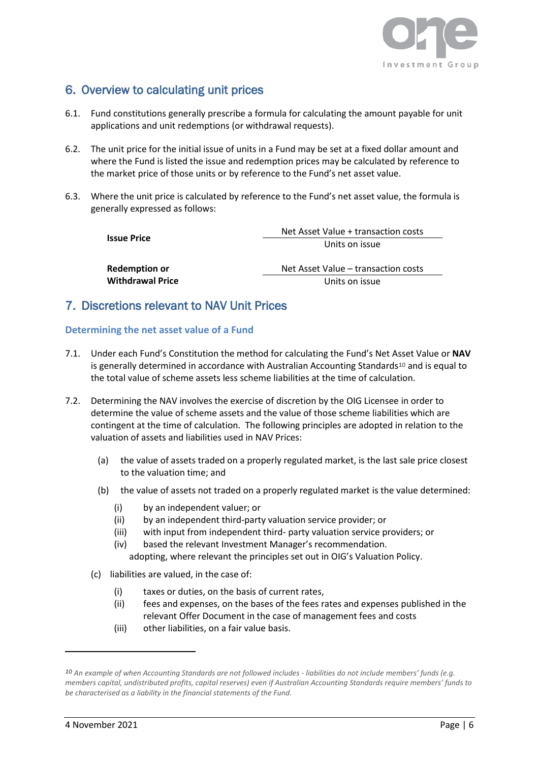## 6. Overview to calculating unit prices

6.1. Fund constitutions generally prescribe a formula for calculating the amount payable for unit applications and unit redemptions (or withdrawal requests).

6.2. The unit price for the initial issue of units in a Fund may be set at a fixed dollar amount and where the Fund is listed the issue and redemption prices may be calculated by reference to the market price of those units or by reference to the Fund's net asset value.

6.3. Where the unit price is calculated by reference to the Fund's net asset value, the formula is generally expressed as follows:

**Issue Price**

$$\frac{\text{Net Asset Value} + \text{transaction costs}}{\text{Units on issue}}$$

**Redemption or Withdrawal Price**

$$\frac{\text{Net Asset Value} - \text{transaction costs}}{\text{Units on issue}}$$

## 7. Discretions relevant to NAV Unit Prices

### Determining the net asset value of a Fund

7.1. Under each Fund's Constitution the method for calculating the Fund's Net Asset Value or **NAV** is generally determined in accordance with Australian Accounting Standards[10] and is equal to the total value of scheme assets less scheme liabilities at the time of calculation.

7.2. Determining the NAV involves the exercise of discretion by the OIG Licensee in order to determine the value of scheme assets and the value of those scheme liabilities which are contingent at the time of calculation. The following principles are adopted in relation to the valuation of assets and liabilities used in NAV Prices:

(a) the value of assets traded on a properly regulated market, is the last sale price closest to the valuation time; and

(b) the value of assets not traded on a properly regulated market is the value determined:

(i) by an independent valuer; or
(ii) by an independent third-party valuation service provider; or
(iii) with input from independent third- party valuation service providers; or
(iv) based the relevant Investment Manager's recommendation.

adopting, where relevant the principles set out in OIG's Valuation Policy.

(c) liabilities are valued, in the case of:

(i) taxes or duties, on the basis of current rates,
(ii) fees and expenses, on the bases of the fees rates and expenses published in the relevant Offer Document in the case of management fees and costs
(iii) other liabilities, on a fair value basis.

---

*[10] An example of when Accounting Standards are not followed includes - liabilities do not include members' funds (e.g. members capital, undistributed profits, capital reserves) even if Australian Accounting Standards require members' funds to be characterised as a liability in the financial statements of the Fund.*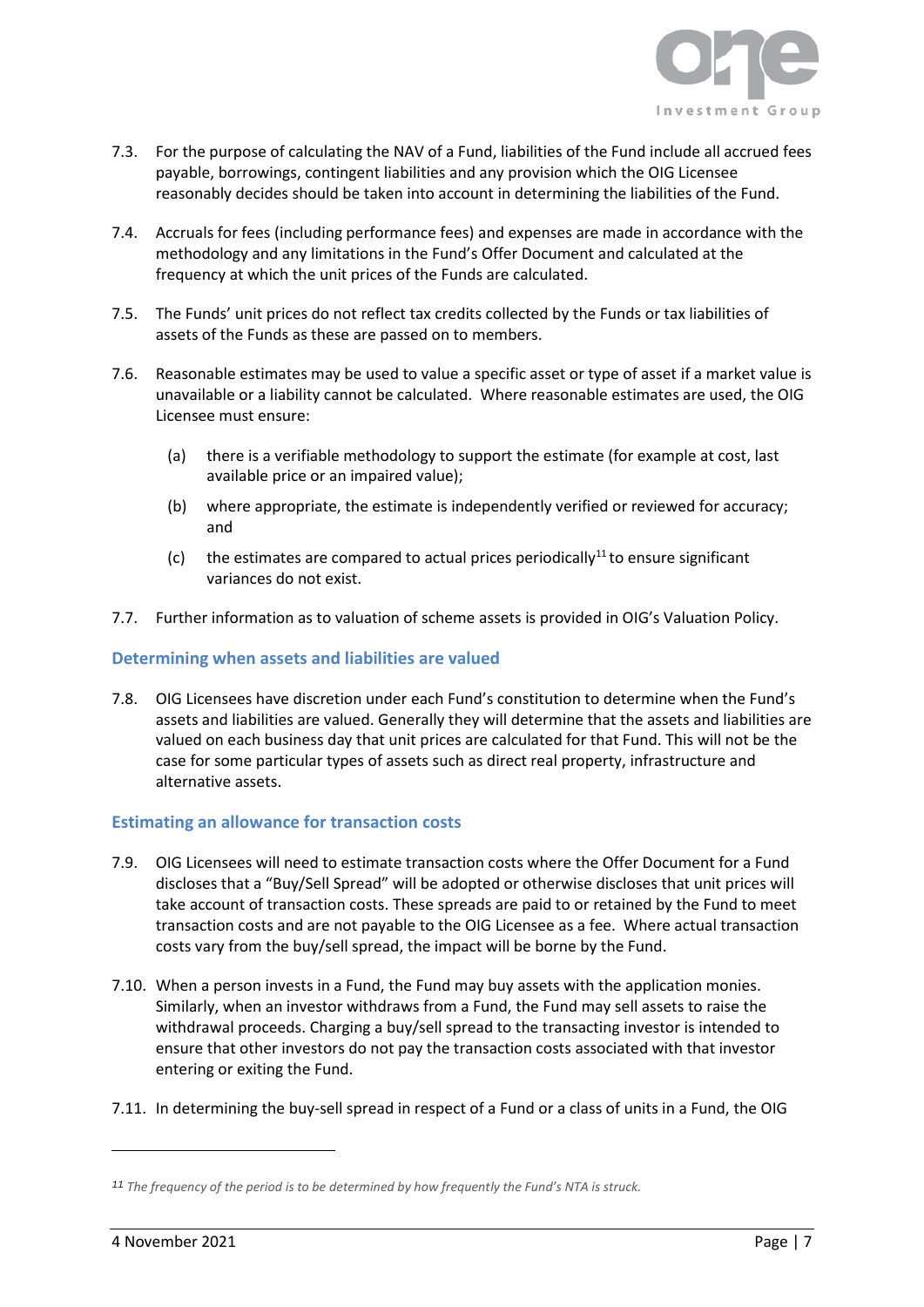7.3. For the purpose of calculating the NAV of a Fund, liabilities of the Fund include all accrued fees payable, borrowings, contingent liabilities and any provision which the OIG Licensee reasonably decides should be taken into account in determining the liabilities of the Fund.

7.4. Accruals for fees (including performance fees) and expenses are made in accordance with the methodology and any limitations in the Fund's Offer Document and calculated at the frequency at which the unit prices of the Funds are calculated.

7.5. The Funds' unit prices do not reflect tax credits collected by the Funds or tax liabilities of assets of the Funds as these are passed on to members.

7.6. Reasonable estimates may be used to value a specific asset or type of asset if a market value is unavailable or a liability cannot be calculated. Where reasonable estimates are used, the OIG Licensee must ensure:

(a) there is a verifiable methodology to support the estimate (for example at cost, last available price or an impaired value);

(b) where appropriate, the estimate is independently verified or reviewed for accuracy; and

(c) the estimates are compared to actual prices periodically[11] to ensure significant variances do not exist.

7.7. Further information as to valuation of scheme assets is provided in OIG's Valuation Policy.

### Determining when assets and liabilities are valued

7.8. OIG Licensees have discretion under each Fund's constitution to determine when the Fund's assets and liabilities are valued. Generally they will determine that the assets and liabilities are valued on each business day that unit prices are calculated for that Fund. This will not be the case for some particular types of assets such as direct real property, infrastructure and alternative assets.

### Estimating an allowance for transaction costs

7.9. OIG Licensees will need to estimate transaction costs where the Offer Document for a Fund discloses that a "Buy/Sell Spread" will be adopted or otherwise discloses that unit prices will take account of transaction costs. These spreads are paid to or retained by the Fund to meet transaction costs and are not payable to the OIG Licensee as a fee. Where actual transaction costs vary from the buy/sell spread, the impact will be borne by the Fund.

7.10. When a person invests in a Fund, the Fund may buy assets with the application monies. Similarly, when an investor withdraws from a Fund, the Fund may sell assets to raise the withdrawal proceeds. Charging a buy/sell spread to the transacting investor is intended to ensure that other investors do not pay the transaction costs associated with that investor entering or exiting the Fund.

7.11. In determining the buy-sell spread in respect of a Fund or a class of units in a Fund, the OIG

[11] *The frequency of the period is to be determined by how frequently the Fund's NTA is struck.*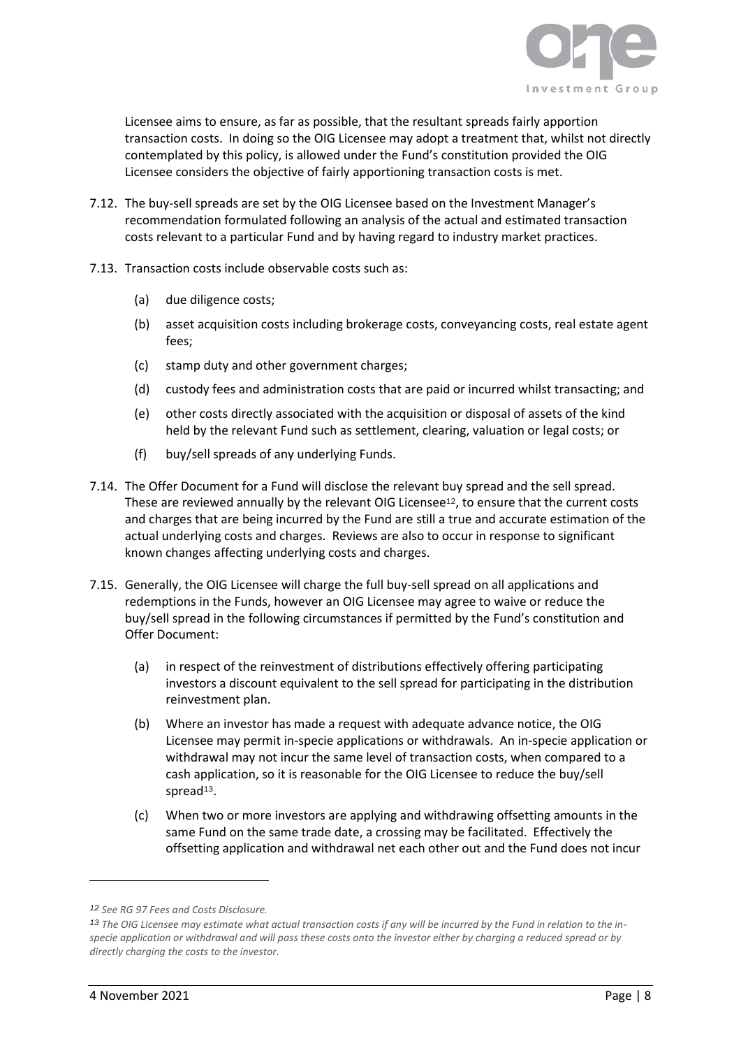Licensee aims to ensure, as far as possible, that the resultant spreads fairly apportion transaction costs. In doing so the OIG Licensee may adopt a treatment that, whilst not directly contemplated by this policy, is allowed under the Fund's constitution provided the OIG Licensee considers the objective of fairly apportioning transaction costs is met.

7.12. The buy-sell spreads are set by the OIG Licensee based on the Investment Manager's recommendation formulated following an analysis of the actual and estimated transaction costs relevant to a particular Fund and by having regard to industry market practices.

7.13. Transaction costs include observable costs such as:

(a) due diligence costs;

(b) asset acquisition costs including brokerage costs, conveyancing costs, real estate agent fees;

(c) stamp duty and other government charges;

(d) custody fees and administration costs that are paid or incurred whilst transacting; and

(e) other costs directly associated with the acquisition or disposal of assets of the kind held by the relevant Fund such as settlement, clearing, valuation or legal costs; or

(f) buy/sell spreads of any underlying Funds.

7.14. The Offer Document for a Fund will disclose the relevant buy spread and the sell spread. These are reviewed annually by the relevant OIG Licensee[12], to ensure that the current costs and charges that are being incurred by the Fund are still a true and accurate estimation of the actual underlying costs and charges. Reviews are also to occur in response to significant known changes affecting underlying costs and charges.

7.15. Generally, the OIG Licensee will charge the full buy-sell spread on all applications and redemptions in the Funds, however an OIG Licensee may agree to waive or reduce the buy/sell spread in the following circumstances if permitted by the Fund's constitution and Offer Document:

(a) in respect of the reinvestment of distributions effectively offering participating investors a discount equivalent to the sell spread for participating in the distribution reinvestment plan.

(b) Where an investor has made a request with adequate advance notice, the OIG Licensee may permit in-specie applications or withdrawals. An in-specie application or withdrawal may not incur the same level of transaction costs, when compared to a cash application, so it is reasonable for the OIG Licensee to reduce the buy/sell spread[13].

(c) When two or more investors are applying and withdrawing offsetting amounts in the same Fund on the same trade date, a crossing may be facilitated. Effectively the offsetting application and withdrawal net each other out and the Fund does not incur

---

*12 See RG 97 Fees and Costs Disclosure.*

*13 The OIG Licensee may estimate what actual transaction costs if any will be incurred by the Fund in relation to the in-specie application or withdrawal and will pass these costs onto the investor either by charging a reduced spread or by directly charging the costs to the investor.*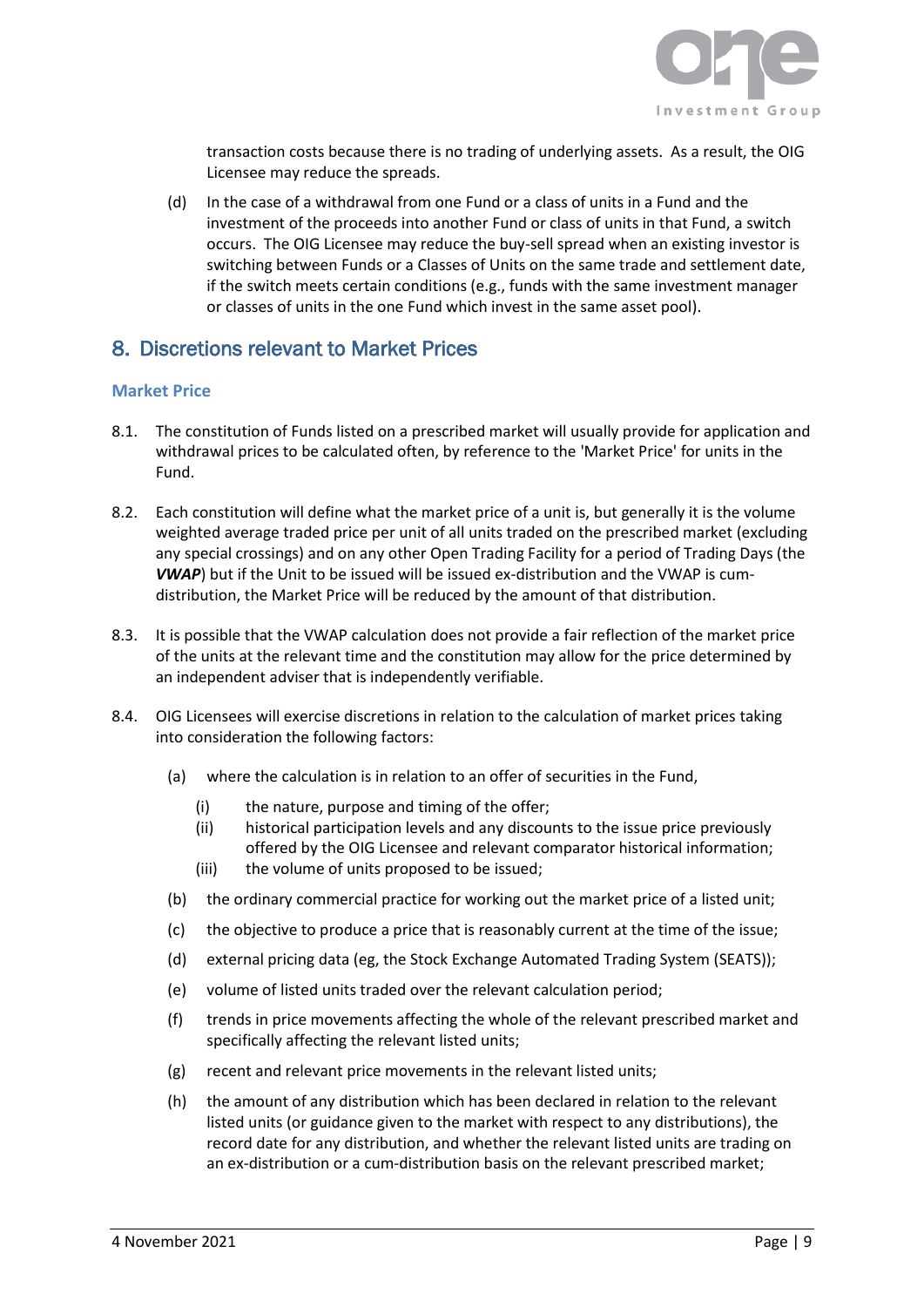transaction costs because there is no trading of underlying assets. As a result, the OIG Licensee may reduce the spreads.

(d) In the case of a withdrawal from one Fund or a class of units in a Fund and the investment of the proceeds into another Fund or class of units in that Fund, a switch occurs. The OIG Licensee may reduce the buy-sell spread when an existing investor is switching between Funds or a Classes of Units on the same trade and settlement date, if the switch meets certain conditions (e.g., funds with the same investment manager or classes of units in the one Fund which invest in the same asset pool).

## 8. Discretions relevant to Market Prices

### Market Price

8.1. The constitution of Funds listed on a prescribed market will usually provide for application and withdrawal prices to be calculated often, by reference to the 'Market Price' for units in the Fund.

8.2. Each constitution will define what the market price of a unit is, but generally it is the volume weighted average traded price per unit of all units traded on the prescribed market (excluding any special crossings) and on any other Open Trading Facility for a period of Trading Days (the ***VWAP***) but if the Unit to be issued will be issued ex-distribution and the VWAP is cum-distribution, the Market Price will be reduced by the amount of that distribution.

8.3. It is possible that the VWAP calculation does not provide a fair reflection of the market price of the units at the relevant time and the constitution may allow for the price determined by an independent adviser that is independently verifiable.

8.4. OIG Licensees will exercise discretions in relation to the calculation of market prices taking into consideration the following factors:

- (a) where the calculation is in relation to an offer of securities in the Fund,
  - (i) the nature, purpose and timing of the offer;
  - (ii) historical participation levels and any discounts to the issue price previously offered by the OIG Licensee and relevant comparator historical information;
  - (iii) the volume of units proposed to be issued;
- (b) the ordinary commercial practice for working out the market price of a listed unit;
- (c) the objective to produce a price that is reasonably current at the time of the issue;
- (d) external pricing data (eg, the Stock Exchange Automated Trading System (SEATS));
- (e) volume of listed units traded over the relevant calculation period;
- (f) trends in price movements affecting the whole of the relevant prescribed market and specifically affecting the relevant listed units;
- (g) recent and relevant price movements in the relevant listed units;
- (h) the amount of any distribution which has been declared in relation to the relevant listed units (or guidance given to the market with respect to any distributions), the record date for any distribution, and whether the relevant listed units are trading on an ex-distribution or a cum-distribution basis on the relevant prescribed market;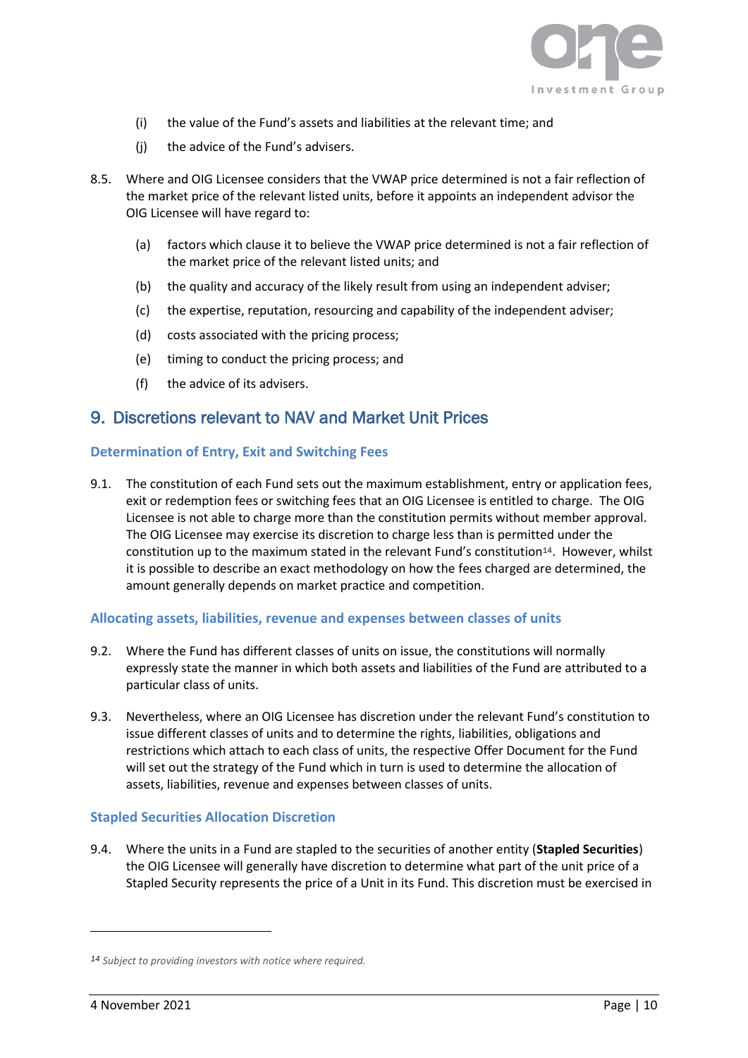(i) the value of the Fund's assets and liabilities at the relevant time; and

(j) the advice of the Fund's advisers.

8.5. Where and OIG Licensee considers that the VWAP price determined is not a fair reflection of the market price of the relevant listed units, before it appoints an independent advisor the OIG Licensee will have regard to:

(a) factors which clause it to believe the VWAP price determined is not a fair reflection of the market price of the relevant listed units; and

(b) the quality and accuracy of the likely result from using an independent adviser;

(c) the expertise, reputation, resourcing and capability of the independent adviser;

(d) costs associated with the pricing process;

(e) timing to conduct the pricing process; and

(f) the advice of its advisers.

## 9. Discretions relevant to NAV and Market Unit Prices

### Determination of Entry, Exit and Switching Fees

9.1. The constitution of each Fund sets out the maximum establishment, entry or application fees, exit or redemption fees or switching fees that an OIG Licensee is entitled to charge. The OIG Licensee is not able to charge more than the constitution permits without member approval. The OIG Licensee may exercise its discretion to charge less than is permitted under the constitution up to the maximum stated in the relevant Fund's constitution[14]. However, whilst it is possible to describe an exact methodology on how the fees charged are determined, the amount generally depends on market practice and competition.

### Allocating assets, liabilities, revenue and expenses between classes of units

9.2. Where the Fund has different classes of units on issue, the constitutions will normally expressly state the manner in which both assets and liabilities of the Fund are attributed to a particular class of units.

9.3. Nevertheless, where an OIG Licensee has discretion under the relevant Fund's constitution to issue different classes of units and to determine the rights, liabilities, obligations and restrictions which attach to each class of units, the respective Offer Document for the Fund will set out the strategy of the Fund which in turn is used to determine the allocation of assets, liabilities, revenue and expenses between classes of units.

### Stapled Securities Allocation Discretion

9.4. Where the units in a Fund are stapled to the securities of another entity (**Stapled Securities**) the OIG Licensee will generally have discretion to determine what part of the unit price of a Stapled Security represents the price of a Unit in its Fund. This discretion must be exercised in

---

[14] *Subject to providing investors with notice where required.*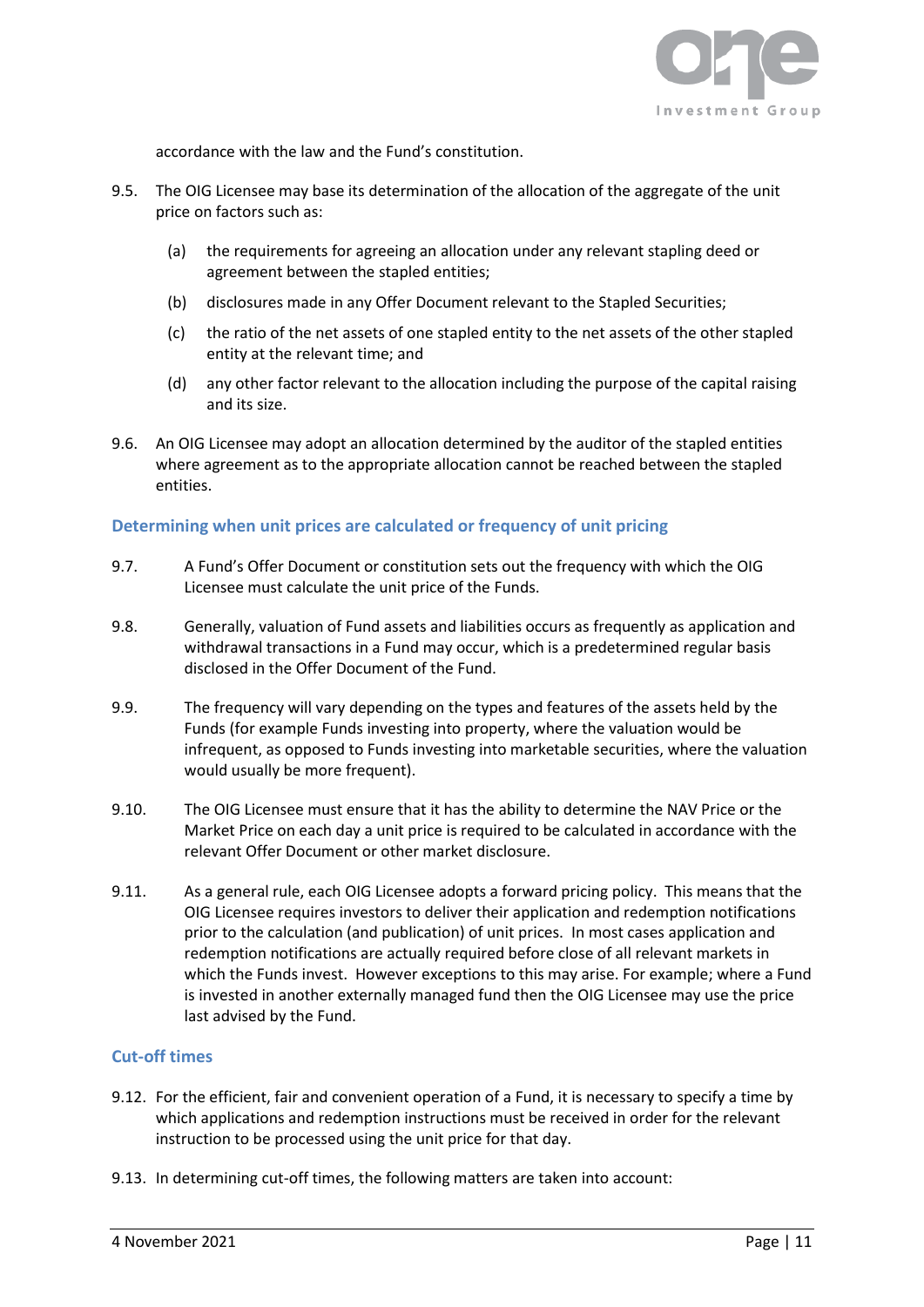accordance with the law and the Fund's constitution.

9.5. The OIG Licensee may base its determination of the allocation of the aggregate of the unit price on factors such as:

(a) the requirements for agreeing an allocation under any relevant stapling deed or agreement between the stapled entities;

(b) disclosures made in any Offer Document relevant to the Stapled Securities;

(c) the ratio of the net assets of one stapled entity to the net assets of the other stapled entity at the relevant time; and

(d) any other factor relevant to the allocation including the purpose of the capital raising and its size.

9.6. An OIG Licensee may adopt an allocation determined by the auditor of the stapled entities where agreement as to the appropriate allocation cannot be reached between the stapled entities.

## Determining when unit prices are calculated or frequency of unit pricing

9.7. A Fund's Offer Document or constitution sets out the frequency with which the OIG Licensee must calculate the unit price of the Funds.

9.8. Generally, valuation of Fund assets and liabilities occurs as frequently as application and withdrawal transactions in a Fund may occur, which is a predetermined regular basis disclosed in the Offer Document of the Fund.

9.9. The frequency will vary depending on the types and features of the assets held by the Funds (for example Funds investing into property, where the valuation would be infrequent, as opposed to Funds investing into marketable securities, where the valuation would usually be more frequent).

9.10. The OIG Licensee must ensure that it has the ability to determine the NAV Price or the Market Price on each day a unit price is required to be calculated in accordance with the relevant Offer Document or other market disclosure.

9.11. As a general rule, each OIG Licensee adopts a forward pricing policy. This means that the OIG Licensee requires investors to deliver their application and redemption notifications prior to the calculation (and publication) of unit prices. In most cases application and redemption notifications are actually required before close of all relevant markets in which the Funds invest. However exceptions to this may arise. For example; where a Fund is invested in another externally managed fund then the OIG Licensee may use the price last advised by the Fund.

## Cut-off times

9.12. For the efficient, fair and convenient operation of a Fund, it is necessary to specify a time by which applications and redemption instructions must be received in order for the relevant instruction to be processed using the unit price for that day.

9.13. In determining cut-off times, the following matters are taken into account: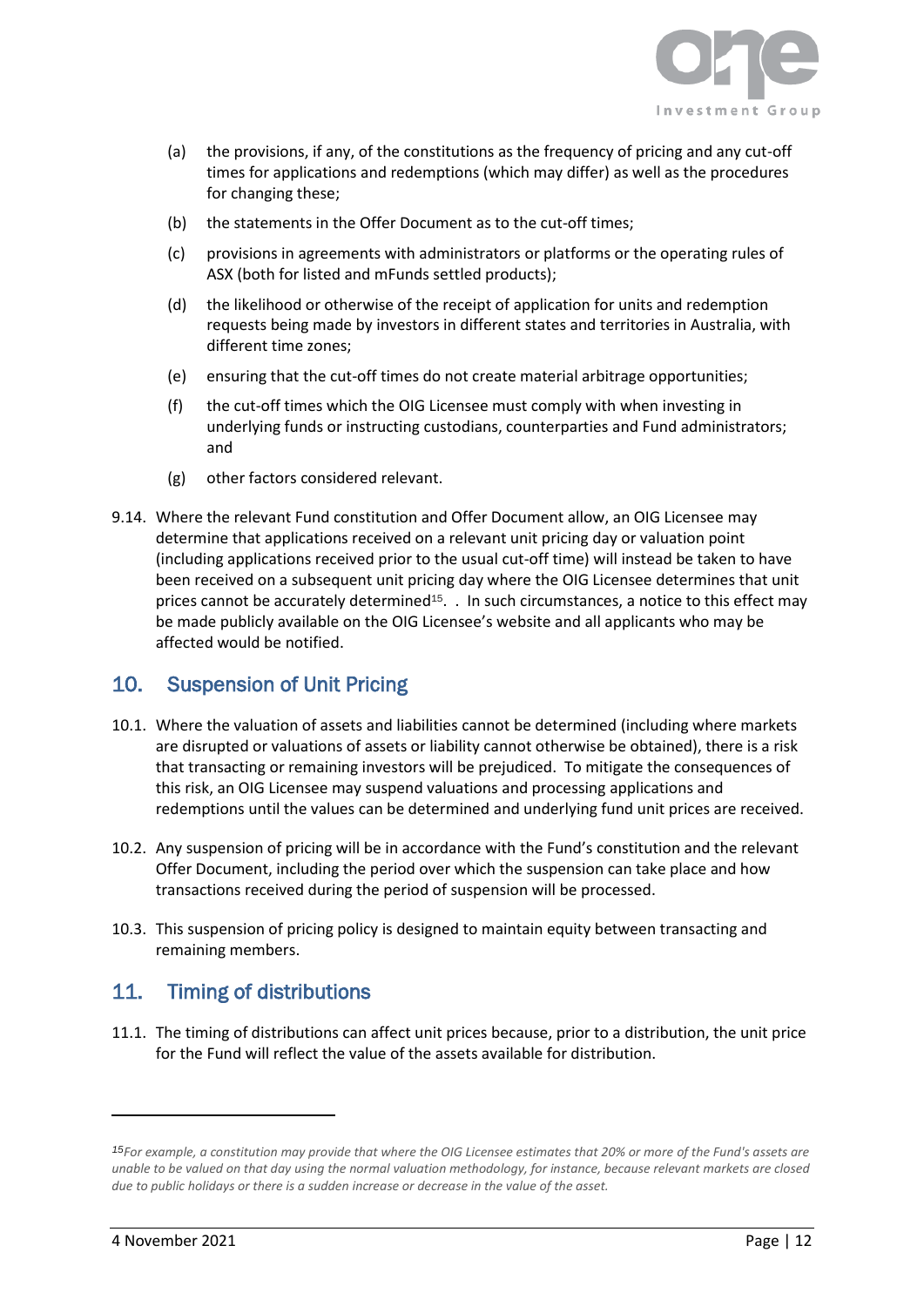(a) the provisions, if any, of the constitutions as the frequency of pricing and any cut-off times for applications and redemptions (which may differ) as well as the procedures for changing these;

(b) the statements in the Offer Document as to the cut-off times;

(c) provisions in agreements with administrators or platforms or the operating rules of ASX (both for listed and mFunds settled products);

(d) the likelihood or otherwise of the receipt of application for units and redemption requests being made by investors in different states and territories in Australia, with different time zones;

(e) ensuring that the cut-off times do not create material arbitrage opportunities;

(f) the cut-off times which the OIG Licensee must comply with when investing in underlying funds or instructing custodians, counterparties and Fund administrators; and

(g) other factors considered relevant.

9.14. Where the relevant Fund constitution and Offer Document allow, an OIG Licensee may determine that applications received on a relevant unit pricing day or valuation point (including applications received prior to the usual cut-off time) will instead be taken to have been received on a subsequent unit pricing day where the OIG Licensee determines that unit prices cannot be accurately determined[15]. . In such circumstances, a notice to this effect may be made publicly available on the OIG Licensee's website and all applicants who may be affected would be notified.

## 10. Suspension of Unit Pricing

10.1. Where the valuation of assets and liabilities cannot be determined (including where markets are disrupted or valuations of assets or liability cannot otherwise be obtained), there is a risk that transacting or remaining investors will be prejudiced. To mitigate the consequences of this risk, an OIG Licensee may suspend valuations and processing applications and redemptions until the values can be determined and underlying fund unit prices are received.

10.2. Any suspension of pricing will be in accordance with the Fund's constitution and the relevant Offer Document, including the period over which the suspension can take place and how transactions received during the period of suspension will be processed.

10.3. This suspension of pricing policy is designed to maintain equity between transacting and remaining members.

## 11. Timing of distributions

11.1. The timing of distributions can affect unit prices because, prior to a distribution, the unit price for the Fund will reflect the value of the assets available for distribution.

---

[15] *For example, a constitution may provide that where the OIG Licensee estimates that 20% or more of the Fund's assets are unable to be valued on that day using the normal valuation methodology, for instance, because relevant markets are closed due to public holidays or there is a sudden increase or decrease in the value of the asset.*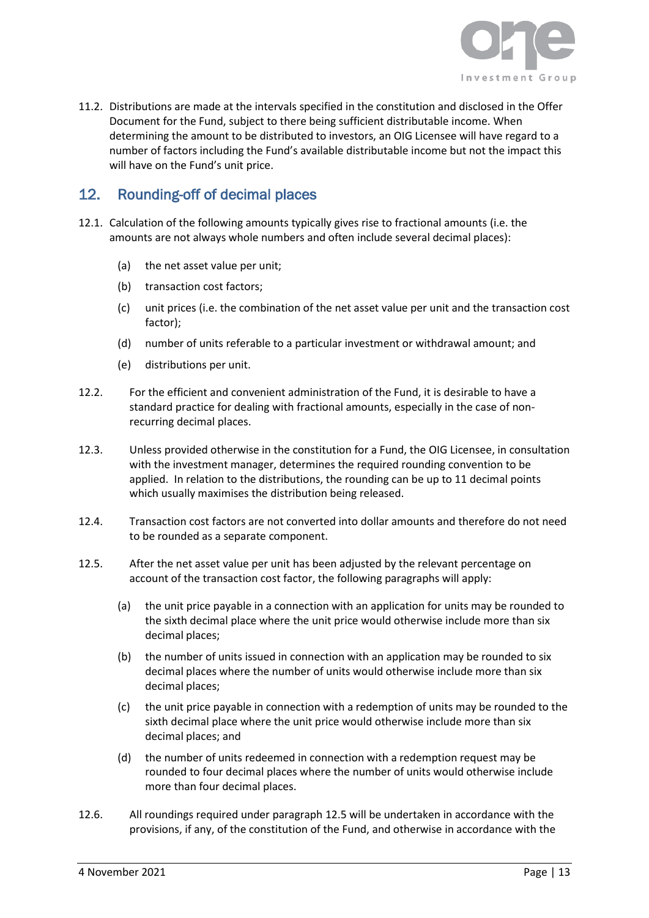11.2. Distributions are made at the intervals specified in the constitution and disclosed in the Offer Document for the Fund, subject to there being sufficient distributable income. When determining the amount to be distributed to investors, an OIG Licensee will have regard to a number of factors including the Fund's available distributable income but not the impact this will have on the Fund's unit price.

## 12. Rounding-off of decimal places

12.1. Calculation of the following amounts typically gives rise to fractional amounts (i.e. the amounts are not always whole numbers and often include several decimal places):

(a) the net asset value per unit;

(b) transaction cost factors;

(c) unit prices (i.e. the combination of the net asset value per unit and the transaction cost factor);

(d) number of units referable to a particular investment or withdrawal amount; and

(e) distributions per unit.

12.2. For the efficient and convenient administration of the Fund, it is desirable to have a standard practice for dealing with fractional amounts, especially in the case of non-recurring decimal places.

12.3. Unless provided otherwise in the constitution for a Fund, the OIG Licensee, in consultation with the investment manager, determines the required rounding convention to be applied. In relation to the distributions, the rounding can be up to 11 decimal points which usually maximises the distribution being released.

12.4. Transaction cost factors are not converted into dollar amounts and therefore do not need to be rounded as a separate component.

12.5. After the net asset value per unit has been adjusted by the relevant percentage on account of the transaction cost factor, the following paragraphs will apply:

(a) the unit price payable in a connection with an application for units may be rounded to the sixth decimal place where the unit price would otherwise include more than six decimal places;

(b) the number of units issued in connection with an application may be rounded to six decimal places where the number of units would otherwise include more than six decimal places;

(c) the unit price payable in connection with a redemption of units may be rounded to the sixth decimal place where the unit price would otherwise include more than six decimal places; and

(d) the number of units redeemed in connection with a redemption request may be rounded to four decimal places where the number of units would otherwise include more than four decimal places.

12.6. All roundings required under paragraph 12.5 will be undertaken in accordance with the provisions, if any, of the constitution of the Fund, and otherwise in accordance with the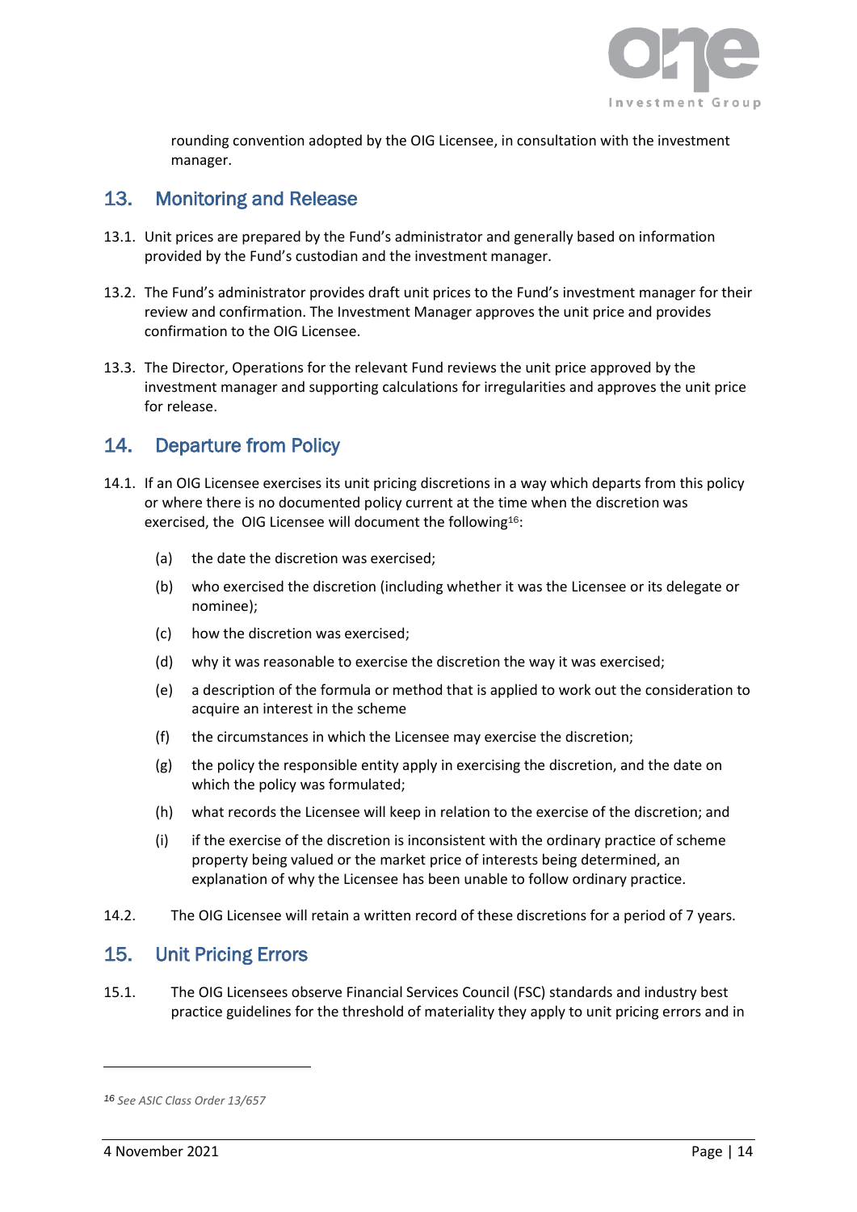rounding convention adopted by the OIG Licensee, in consultation with the investment manager.

## 13. Monitoring and Release

13.1. Unit prices are prepared by the Fund's administrator and generally based on information provided by the Fund's custodian and the investment manager.

13.2. The Fund's administrator provides draft unit prices to the Fund's investment manager for their review and confirmation. The Investment Manager approves the unit price and provides confirmation to the OIG Licensee.

13.3. The Director, Operations for the relevant Fund reviews the unit price approved by the investment manager and supporting calculations for irregularities and approves the unit price for release.

## 14. Departure from Policy

14.1. If an OIG Licensee exercises its unit pricing discretions in a way which departs from this policy or where there is no documented policy current at the time when the discretion was exercised, the OIG Licensee will document the following[16]:

(a) the date the discretion was exercised;

(b) who exercised the discretion (including whether it was the Licensee or its delegate or nominee);

(c) how the discretion was exercised;

(d) why it was reasonable to exercise the discretion the way it was exercised;

(e) a description of the formula or method that is applied to work out the consideration to acquire an interest in the scheme

(f) the circumstances in which the Licensee may exercise the discretion;

(g) the policy the responsible entity apply in exercising the discretion, and the date on which the policy was formulated;

(h) what records the Licensee will keep in relation to the exercise of the discretion; and

(i) if the exercise of the discretion is inconsistent with the ordinary practice of scheme property being valued or the market price of interests being determined, an explanation of why the Licensee has been unable to follow ordinary practice.

14.2. The OIG Licensee will retain a written record of these discretions for a period of 7 years.

## 15. Unit Pricing Errors

15.1. The OIG Licensees observe Financial Services Council (FSC) standards and industry best practice guidelines for the threshold of materiality they apply to unit pricing errors and in

---

[16] *See ASIC Class Order 13/657*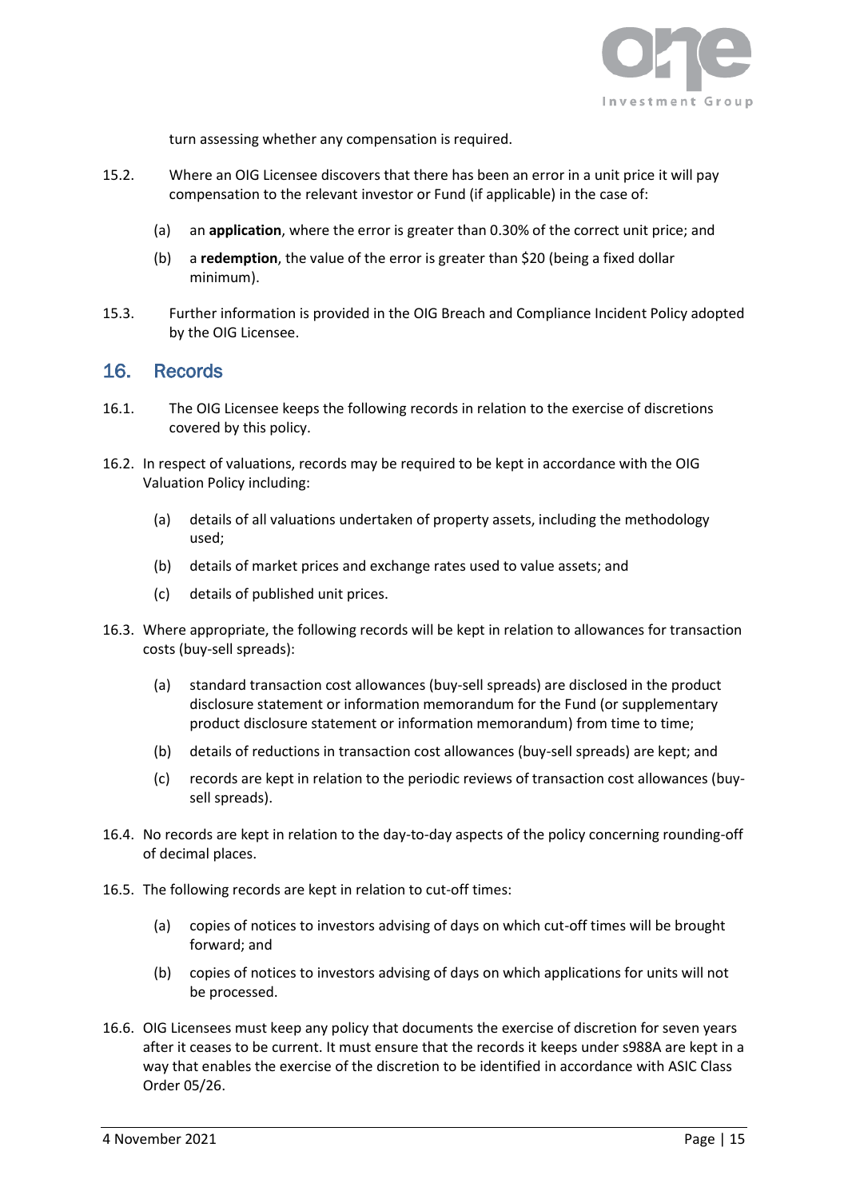turn assessing whether any compensation is required.

15.2. Where an OIG Licensee discovers that there has been an error in a unit price it will pay compensation to the relevant investor or Fund (if applicable) in the case of:

(a) an **application**, where the error is greater than 0.30% of the correct unit price; and

(b) a **redemption**, the value of the error is greater than $20 (being a fixed dollar minimum).

15.3. Further information is provided in the OIG Breach and Compliance Incident Policy adopted by the OIG Licensee.

## 16. Records

16.1. The OIG Licensee keeps the following records in relation to the exercise of discretions covered by this policy.

16.2. In respect of valuations, records may be required to be kept in accordance with the OIG Valuation Policy including:

(a) details of all valuations undertaken of property assets, including the methodology used;

(b) details of market prices and exchange rates used to value assets; and

(c) details of published unit prices.

16.3. Where appropriate, the following records will be kept in relation to allowances for transaction costs (buy-sell spreads):

(a) standard transaction cost allowances (buy-sell spreads) are disclosed in the product disclosure statement or information memorandum for the Fund (or supplementary product disclosure statement or information memorandum) from time to time;

(b) details of reductions in transaction cost allowances (buy-sell spreads) are kept; and

(c) records are kept in relation to the periodic reviews of transaction cost allowances (buy-sell spreads).

16.4. No records are kept in relation to the day-to-day aspects of the policy concerning rounding-off of decimal places.

16.5. The following records are kept in relation to cut-off times:

(a) copies of notices to investors advising of days on which cut-off times will be brought forward; and

(b) copies of notices to investors advising of days on which applications for units will not be processed.

16.6. OIG Licensees must keep any policy that documents the exercise of discretion for seven years after it ceases to be current. It must ensure that the records it keeps under s988A are kept in a way that enables the exercise of the discretion to be identified in accordance with ASIC Class Order 05/26.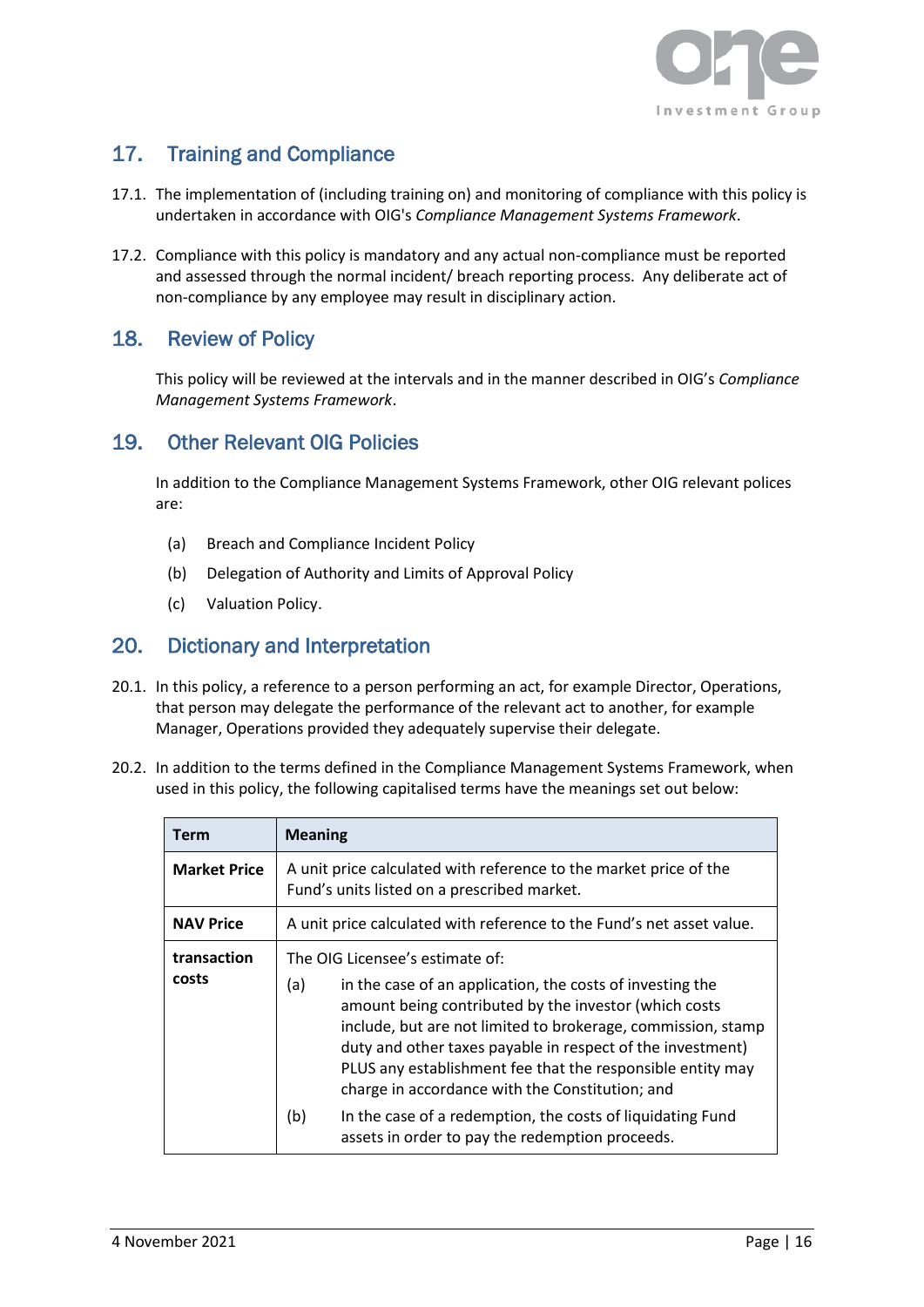## 17. Training and Compliance

17.1. The implementation of (including training on) and monitoring of compliance with this policy is undertaken in accordance with OIG's *Compliance Management Systems Framework*.

17.2. Compliance with this policy is mandatory and any actual non-compliance must be reported and assessed through the normal incident/ breach reporting process. Any deliberate act of non-compliance by any employee may result in disciplinary action.

## 18. Review of Policy

This policy will be reviewed at the intervals and in the manner described in OIG's *Compliance Management Systems Framework*.

## 19. Other Relevant OIG Policies

In addition to the Compliance Management Systems Framework, other OIG relevant polices are:

(a) Breach and Compliance Incident Policy

(b) Delegation of Authority and Limits of Approval Policy

(c) Valuation Policy.

## 20. Dictionary and Interpretation

20.1. In this policy, a reference to a person performing an act, for example Director, Operations, that person may delegate the performance of the relevant act to another, for example Manager, Operations provided they adequately supervise their delegate.

20.2. In addition to the terms defined in the Compliance Management Systems Framework, when used in this policy, the following capitalised terms have the meanings set out below:

| Term | Meaning |
|---|---|
| **Market Price** | A unit price calculated with reference to the market price of the Fund's units listed on a prescribed market. |
| **NAV Price** | A unit price calculated with reference to the Fund's net asset value. |
| **transaction costs** | The OIG Licensee's estimate of:<br>(a) in the case of an application, the costs of investing the amount being contributed by the investor (which costs include, but are not limited to brokerage, commission, stamp duty and other taxes payable in respect of the investment) PLUS any establishment fee that the responsible entity may charge in accordance with the Constitution; and<br>(b) In the case of a redemption, the costs of liquidating Fund assets in order to pay the redemption proceeds. |